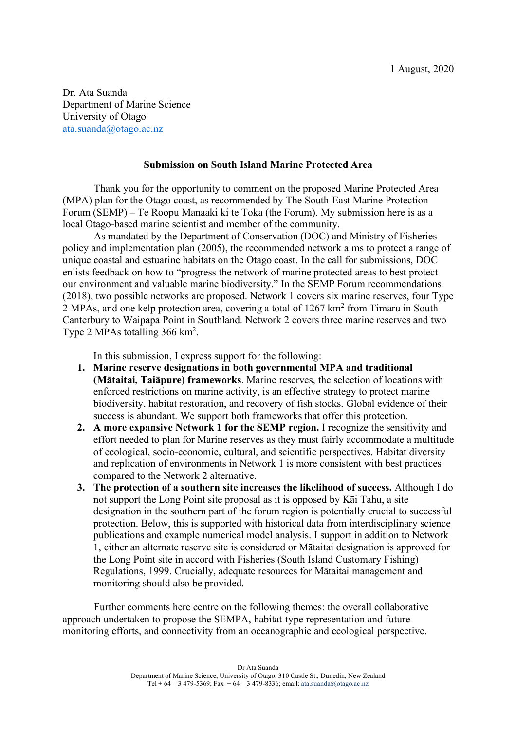1 August, 2020

Dr. Ata Suanda
Department of Marine Science
University of Otago
ata.suanda@otago.ac.nz

**Submission on South Island Marine Protected Area**

Thank you for the opportunity to comment on the proposed Marine Protected Area (MPA) plan for the Otago coast, as recommended by The South-East Marine Protection Forum (SEMP) – Te Roopu Manaaki ki te Toka (the Forum). My submission here is as a local Otago-based marine scientist and member of the community.

As mandated by the Department of Conservation (DOC) and Ministry of Fisheries policy and implementation plan (2005), the recommended network aims to protect a range of unique coastal and estuarine habitats on the Otago coast. In the call for submissions, DOC enlists feedback on how to "progress the network of marine protected areas to best protect our environment and valuable marine biodiversity." In the SEMP Forum recommendations (2018), two possible networks are proposed. Network 1 covers six marine reserves, four Type 2 MPAs, and one kelp protection area, covering a total of 1267 km$^2$ from Timaru in South Canterbury to Waipapa Point in Southland. Network 2 covers three marine reserves and two Type 2 MPAs totalling 366 km$^2$.

In this submission, I express support for the following:

1. **Marine reserve designations in both governmental MPA and traditional (Mātaitai, Taiāpure) frameworks**. Marine reserves, the selection of locations with enforced restrictions on marine activity, is an effective strategy to protect marine biodiversity, habitat restoration, and recovery of fish stocks. Global evidence of their success is abundant. We support both frameworks that offer this protection.
2. **A more expansive Network 1 for the SEMP region.** I recognize the sensitivity and effort needed to plan for Marine reserves as they must fairly accommodate a multitude of ecological, socio-economic, cultural, and scientific perspectives. Habitat diversity and replication of environments in Network 1 is more consistent with best practices compared to the Network 2 alternative.
3. **The protection of a southern site increases the likelihood of success.** Although I do not support the Long Point site proposal as it is opposed by Kāi Tahu, a site designation in the southern part of the forum region is potentially crucial to successful protection. Below, this is supported with historical data from interdisciplinary science publications and example numerical model analysis. I support in addition to Network 1, either an alternate reserve site is considered or Mātaitai designation is approved for the Long Point site in accord with Fisheries (South Island Customary Fishing) Regulations, 1999. Crucially, adequate resources for Mātaitai management and monitoring should also be provided.

Further comments here centre on the following themes: the overall collaborative approach undertaken to propose the SEMPA, habitat-type representation and future monitoring efforts, and connectivity from an oceanographic and ecological perspective.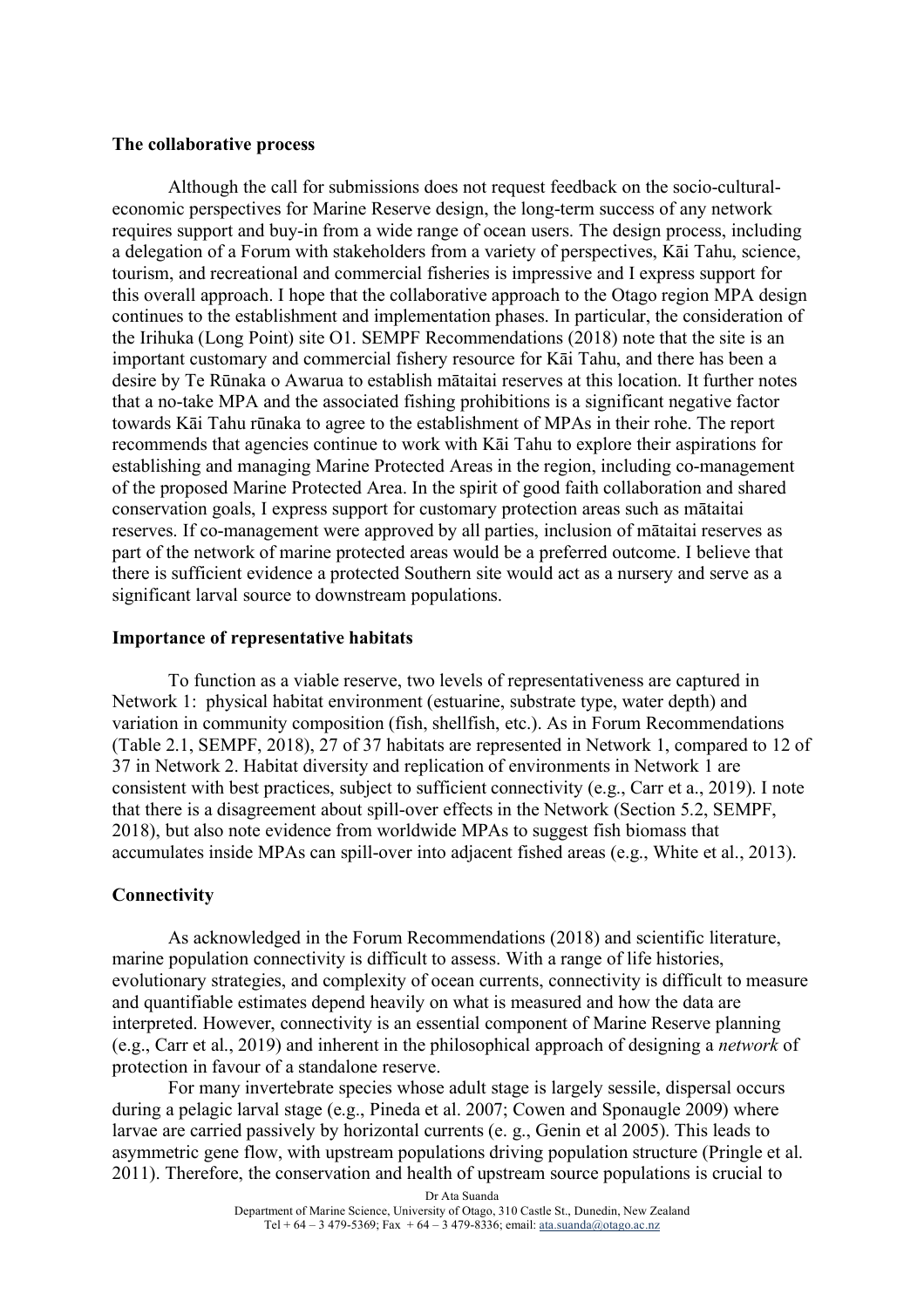**The collaborative process**

Although the call for submissions does not request feedback on the socio-cultural-economic perspectives for Marine Reserve design, the long-term success of any network requires support and buy-in from a wide range of ocean users. The design process, including a delegation of a Forum with stakeholders from a variety of perspectives, Kāi Tahu, science, tourism, and recreational and commercial fisheries is impressive and I express support for this overall approach. I hope that the collaborative approach to the Otago region MPA design continues to the establishment and implementation phases. In particular, the consideration of the Irihuka (Long Point) site O1. SEMPF Recommendations (2018) note that the site is an important customary and commercial fishery resource for Kāi Tahu, and there has been a desire by Te Rūnaka o Awarua to establish mātaitai reserves at this location. It further notes that a no-take MPA and the associated fishing prohibitions is a significant negative factor towards Kāi Tahu rūnaka to agree to the establishment of MPAs in their rohe. The report recommends that agencies continue to work with Kāi Tahu to explore their aspirations for establishing and managing Marine Protected Areas in the region, including co-management of the proposed Marine Protected Area. In the spirit of good faith collaboration and shared conservation goals, I express support for customary protection areas such as mātaitai reserves. If co-management were approved by all parties, inclusion of mātaitai reserves as part of the network of marine protected areas would be a preferred outcome. I believe that there is sufficient evidence a protected Southern site would act as a nursery and serve as a significant larval source to downstream populations.

**Importance of representative habitats**

To function as a viable reserve, two levels of representativeness are captured in Network 1: physical habitat environment (estuarine, substrate type, water depth) and variation in community composition (fish, shellfish, etc.). As in Forum Recommendations (Table 2.1, SEMPF, 2018), 27 of 37 habitats are represented in Network 1, compared to 12 of 37 in Network 2. Habitat diversity and replication of environments in Network 1 are consistent with best practices, subject to sufficient connectivity (e.g., Carr et a., 2019). I note that there is a disagreement about spill-over effects in the Network (Section 5.2, SEMPF, 2018), but also note evidence from worldwide MPAs to suggest fish biomass that accumulates inside MPAs can spill-over into adjacent fished areas (e.g., White et al., 2013).

**Connectivity**

As acknowledged in the Forum Recommendations (2018) and scientific literature, marine population connectivity is difficult to assess. With a range of life histories, evolutionary strategies, and complexity of ocean currents, connectivity is difficult to measure and quantifiable estimates depend heavily on what is measured and how the data are interpreted. However, connectivity is an essential component of Marine Reserve planning (e.g., Carr et al., 2019) and inherent in the philosophical approach of designing a *network* of protection in favour of a standalone reserve.

For many invertebrate species whose adult stage is largely sessile, dispersal occurs during a pelagic larval stage (e.g., Pineda et al. 2007; Cowen and Sponaugle 2009) where larvae are carried passively by horizontal currents (e. g., Genin et al 2005). This leads to asymmetric gene flow, with upstream populations driving population structure (Pringle et al. 2011). Therefore, the conservation and health of upstream source populations is crucial to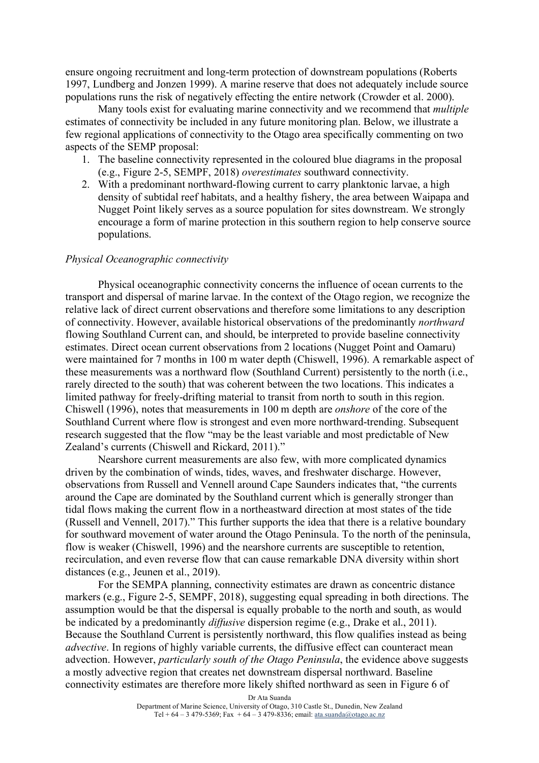ensure ongoing recruitment and long-term protection of downstream populations (Roberts 1997, Lundberg and Jonzen 1999). A marine reserve that does not adequately include source populations runs the risk of negatively effecting the entire network (Crowder et al. 2000).

Many tools exist for evaluating marine connectivity and we recommend that *multiple* estimates of connectivity be included in any future monitoring plan. Below, we illustrate a few regional applications of connectivity to the Otago area specifically commenting on two aspects of the SEMP proposal:

1. The baseline connectivity represented in the coloured blue diagrams in the proposal (e.g., Figure 2-5, SEMPF, 2018) *overestimates* southward connectivity.
2. With a predominant northward-flowing current to carry planktonic larvae, a high density of subtidal reef habitats, and a healthy fishery, the area between Waipapa and Nugget Point likely serves as a source population for sites downstream. We strongly encourage a form of marine protection in this southern region to help conserve source populations.

*Physical Oceanographic connectivity*

Physical oceanographic connectivity concerns the influence of ocean currents to the transport and dispersal of marine larvae. In the context of the Otago region, we recognize the relative lack of direct current observations and therefore some limitations to any description of connectivity. However, available historical observations of the predominantly *northward* flowing Southland Current can, and should, be interpreted to provide baseline connectivity estimates. Direct ocean current observations from 2 locations (Nugget Point and Oamaru) were maintained for 7 months in 100 m water depth (Chiswell, 1996). A remarkable aspect of these measurements was a northward flow (Southland Current) persistently to the north (i.e., rarely directed to the south) that was coherent between the two locations. This indicates a limited pathway for freely-drifting material to transit from north to south in this region. Chiswell (1996), notes that measurements in 100 m depth are *onshore* of the core of the Southland Current where flow is strongest and even more northward-trending. Subsequent research suggested that the flow "may be the least variable and most predictable of New Zealand's currents (Chiswell and Rickard, 2011)."

Nearshore current measurements are also few, with more complicated dynamics driven by the combination of winds, tides, waves, and freshwater discharge. However, observations from Russell and Vennell around Cape Saunders indicates that, "the currents around the Cape are dominated by the Southland current which is generally stronger than tidal flows making the current flow in a northeastward direction at most states of the tide (Russell and Vennell, 2017)." This further supports the idea that there is a relative boundary for southward movement of water around the Otago Peninsula. To the north of the peninsula, flow is weaker (Chiswell, 1996) and the nearshore currents are susceptible to retention, recirculation, and even reverse flow that can cause remarkable DNA diversity within short distances (e.g., Jeunen et al., 2019).

For the SEMPA planning, connectivity estimates are drawn as concentric distance markers (e.g., Figure 2-5, SEMPF, 2018), suggesting equal spreading in both directions. The assumption would be that the dispersal is equally probable to the north and south, as would be indicated by a predominantly *diffusive* dispersion regime (e.g., Drake et al., 2011). Because the Southland Current is persistently northward, this flow qualifies instead as being *advective*. In regions of highly variable currents, the diffusive effect can counteract mean advection. However, *particularly south of the Otago Peninsula*, the evidence above suggests a mostly advective region that creates net downstream dispersal northward. Baseline connectivity estimates are therefore more likely shifted northward as seen in Figure 6 of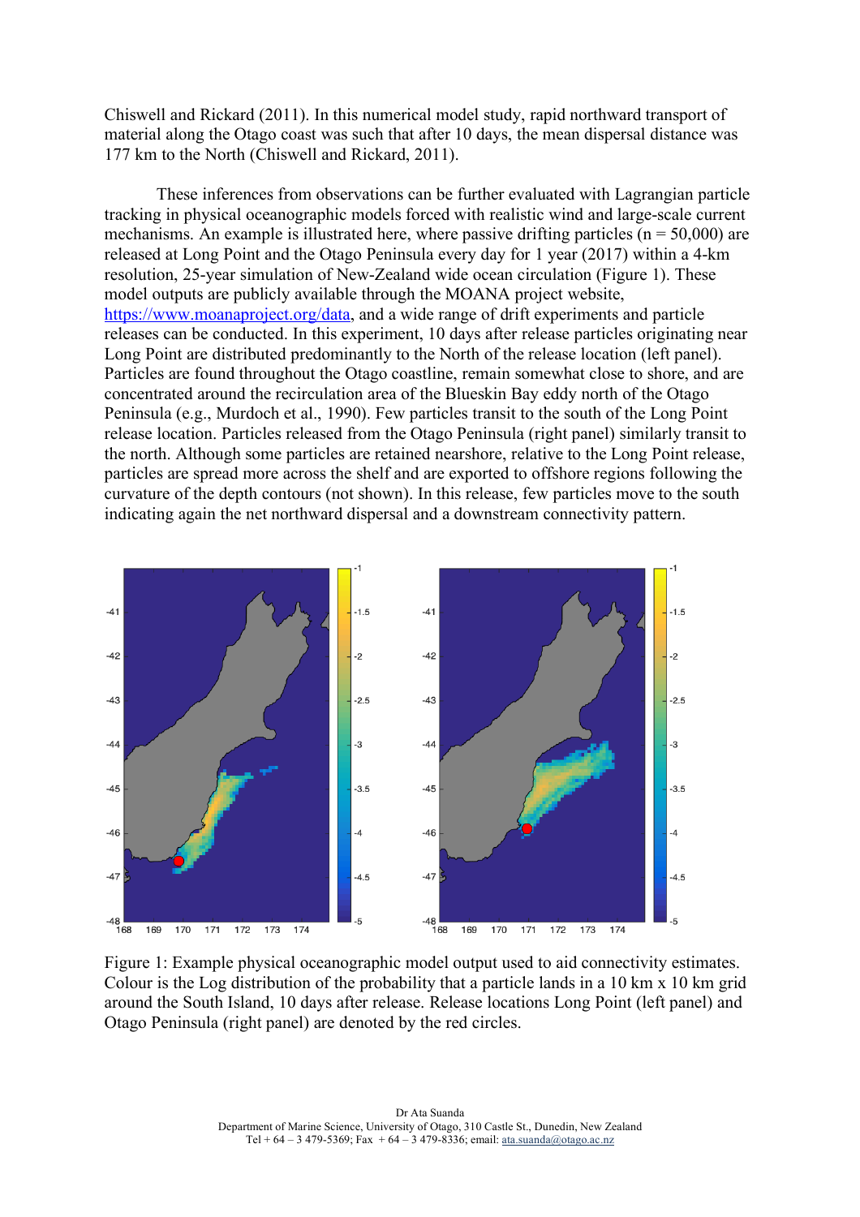Chiswell and Rickard (2011). In this numerical model study, rapid northward transport of material along the Otago coast was such that after 10 days, the mean dispersal distance was 177 km to the North (Chiswell and Rickard, 2011).

These inferences from observations can be further evaluated with Lagrangian particle tracking in physical oceanographic models forced with realistic wind and large-scale current mechanisms. An example is illustrated here, where passive drifting particles (n = 50,000) are released at Long Point and the Otago Peninsula every day for 1 year (2017) within a 4-km resolution, 25-year simulation of New-Zealand wide ocean circulation (Figure 1). These model outputs are publicly available through the MOANA project website, [https://www.moanaproject.org/data](https://www.moanaproject.org/data), and a wide range of drift experiments and particle releases can be conducted. In this experiment, 10 days after release particles originating near Long Point are distributed predominantly to the North of the release location (left panel). Particles are found throughout the Otago coastline, remain somewhat close to shore, and are concentrated around the recirculation area of the Blueskin Bay eddy north of the Otago Peninsula (e.g., Murdoch et al., 1990). Few particles transit to the south of the Long Point release location. Particles released from the Otago Peninsula (right panel) similarly transit to the north. Although some particles are retained nearshore, relative to the Long Point release, particles are spread more across the shelf and are exported to offshore regions following the curvature of the depth contours (not shown). In this release, few particles move to the south indicating again the net northward dispersal and a downstream connectivity pattern.

Figure 1: Example physical oceanographic model output used to aid connectivity estimates. Colour is the Log distribution of the probability that a particle lands in a 10 km x 10 km grid around the South Island, 10 days after release. Release locations Long Point (left panel) and Otago Peninsula (right panel) are denoted by the red circles.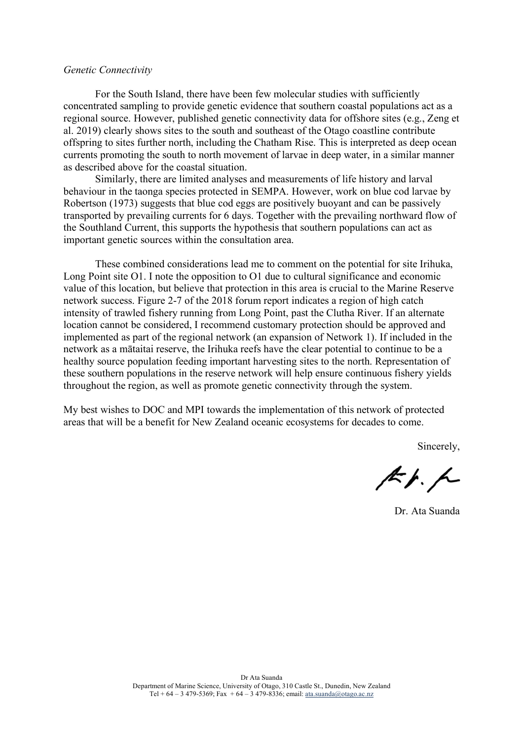*Genetic Connectivity*

For the South Island, there have been few molecular studies with sufficiently concentrated sampling to provide genetic evidence that southern coastal populations act as a regional source. However, published genetic connectivity data for offshore sites (e.g., Zeng et al. 2019) clearly shows sites to the south and southeast of the Otago coastline contribute offspring to sites further north, including the Chatham Rise. This is interpreted as deep ocean currents promoting the south to north movement of larvae in deep water, in a similar manner as described above for the coastal situation.

Similarly, there are limited analyses and measurements of life history and larval behaviour in the taonga species protected in SEMPA. However, work on blue cod larvae by Robertson (1973) suggests that blue cod eggs are positively buoyant and can be passively transported by prevailing currents for 6 days. Together with the prevailing northward flow of the Southland Current, this supports the hypothesis that southern populations can act as important genetic sources within the consultation area.

These combined considerations lead me to comment on the potential for site Irihuka, Long Point site O1. I note the opposition to O1 due to cultural significance and economic value of this location, but believe that protection in this area is crucial to the Marine Reserve network success. Figure 2-7 of the 2018 forum report indicates a region of high catch intensity of trawled fishery running from Long Point, past the Clutha River. If an alternate location cannot be considered, I recommend customary protection should be approved and implemented as part of the regional network (an expansion of Network 1). If included in the network as a mātaitai reserve, the Irihuka reefs have the clear potential to continue to be a healthy source population feeding important harvesting sites to the north. Representation of these southern populations in the reserve network will help ensure continuous fishery yields throughout the region, as well as promote genetic connectivity through the system.

My best wishes to DOC and MPI towards the implementation of this network of protected areas that will be a benefit for New Zealand oceanic ecosystems for decades to come.

Sincerely,

Dr. Ata Suanda

Dr Ata Suanda
Department of Marine Science, University of Otago, 310 Castle St., Dunedin, New Zealand
Tel + 64 – 3 479-5369; Fax + 64 – 3 479-8336; email: ata.suanda@otago.ac.nz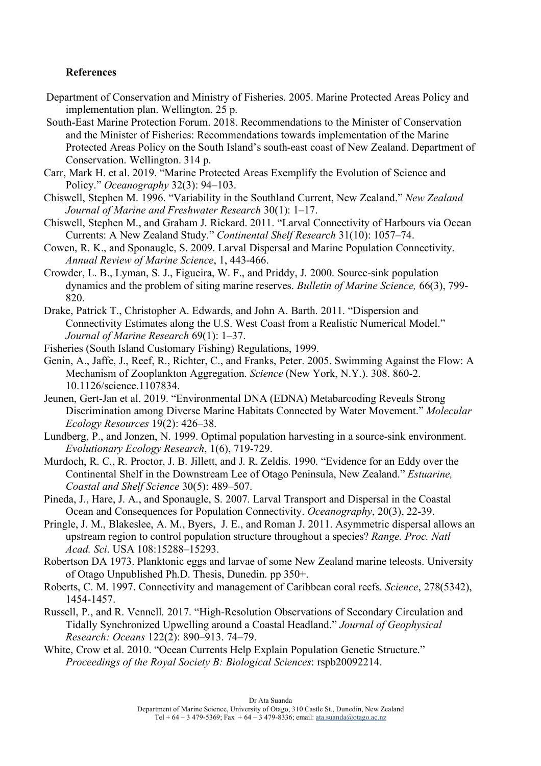**References**

Department of Conservation and Ministry of Fisheries. 2005. Marine Protected Areas Policy and implementation plan. Wellington. 25 p.

South-East Marine Protection Forum. 2018. Recommendations to the Minister of Conservation and the Minister of Fisheries: Recommendations towards implementation of the Marine Protected Areas Policy on the South Island's south-east coast of New Zealand. Department of Conservation. Wellington. 314 p.

Carr, Mark H. et al. 2019. "Marine Protected Areas Exemplify the Evolution of Science and Policy." *Oceanography* 32(3): 94–103.

Chiswell, Stephen M. 1996. "Variability in the Southland Current, New Zealand." *New Zealand Journal of Marine and Freshwater Research* 30(1): 1–17.

Chiswell, Stephen M., and Graham J. Rickard. 2011. "Larval Connectivity of Harbours via Ocean Currents: A New Zealand Study." *Continental Shelf Research* 31(10): 1057–74.

Cowen, R. K., and Sponaugle, S. 2009. Larval Dispersal and Marine Population Connectivity. *Annual Review of Marine Science*, 1, 443-466.

Crowder, L. B., Lyman, S. J., Figueira, W. F., and Priddy, J. 2000. Source-sink population dynamics and the problem of siting marine reserves. *Bulletin of Marine Science,* 66(3), 799-820.

Drake, Patrick T., Christopher A. Edwards, and John A. Barth. 2011. "Dispersion and Connectivity Estimates along the U.S. West Coast from a Realistic Numerical Model." *Journal of Marine Research* 69(1): 1–37.

Fisheries (South Island Customary Fishing) Regulations, 1999.

Genin, A., Jaffe, J., Reef, R., Richter, C., and Franks, Peter. 2005. Swimming Against the Flow: A Mechanism of Zooplankton Aggregation. *Science* (New York, N.Y.). 308. 860-2. 10.1126/science.1107834.

Jeunen, Gert-Jan et al. 2019. "Environmental DNA (EDNA) Metabarcoding Reveals Strong Discrimination among Diverse Marine Habitats Connected by Water Movement." *Molecular Ecology Resources* 19(2): 426–38.

Lundberg, P., and Jonzen, N. 1999. Optimal population harvesting in a source-sink environment. *Evolutionary Ecology Research*, 1(6), 719-729.

Murdoch, R. C., R. Proctor, J. B. Jillett, and J. R. Zeldis. 1990. "Evidence for an Eddy over the Continental Shelf in the Downstream Lee of Otago Peninsula, New Zealand." *Estuarine, Coastal and Shelf Science* 30(5): 489–507.

Pineda, J., Hare, J. A., and Sponaugle, S. 2007. Larval Transport and Dispersal in the Coastal Ocean and Consequences for Population Connectivity. *Oceanography*, 20(3), 22-39.

Pringle, J. M., Blakeslee, A. M., Byers, J. E., and Roman J. 2011. Asymmetric dispersal allows an upstream region to control population structure throughout a species? *Range. Proc. Natl Acad. Sci*. USA 108:15288–15293.

Robertson DA 1973. Planktonic eggs and larvae of some New Zealand marine teleosts. University of Otago Unpublished Ph.D. Thesis, Dunedin. pp 350+.

Roberts, C. M. 1997. Connectivity and management of Caribbean coral reefs. *Science*, 278(5342), 1454-1457.

Russell, P., and R. Vennell. 2017. "High-Resolution Observations of Secondary Circulation and Tidally Synchronized Upwelling around a Coastal Headland." *Journal of Geophysical Research: Oceans* 122(2): 890–913. 74–79.

White, Crow et al. 2010. "Ocean Currents Help Explain Population Genetic Structure." *Proceedings of the Royal Society B: Biological Sciences*: rspb20092214.

Dr Ata Suanda
Department of Marine Science, University of Otago, 310 Castle St., Dunedin, New Zealand
Tel + 64 – 3 479-5369; Fax + 64 – 3 479-8336; email: ata.suanda@otago.ac.nz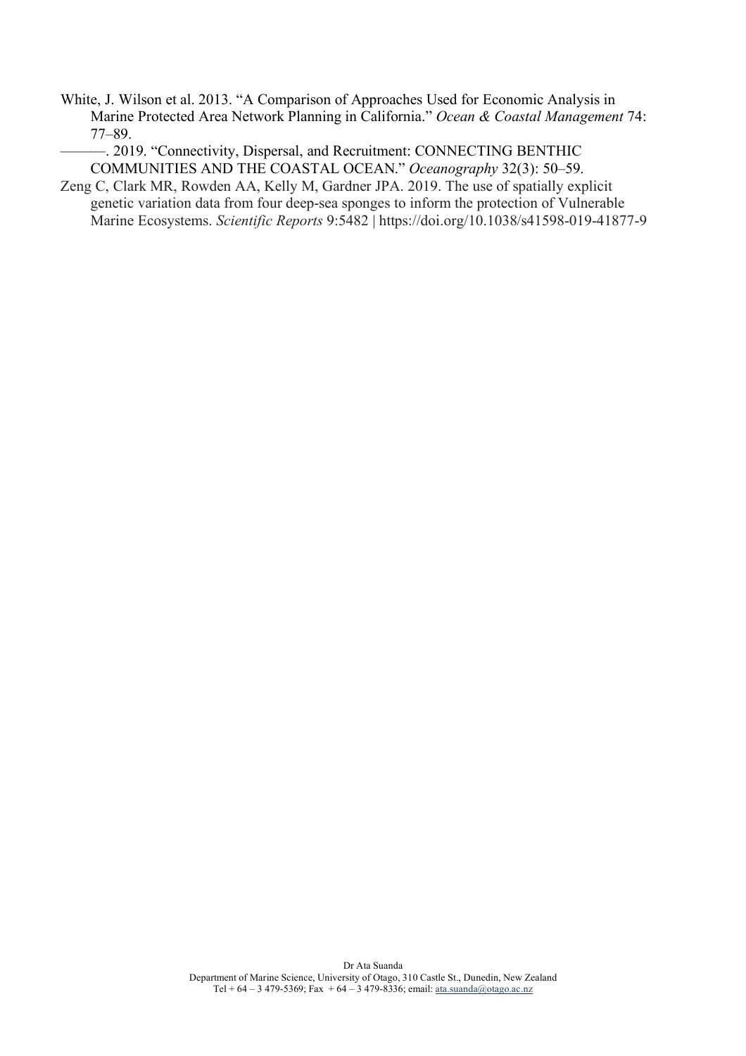White, J. Wilson et al. 2013. “A Comparison of Approaches Used for Economic Analysis in Marine Protected Area Network Planning in California.” *Ocean & Coastal Management* 74: 77–89.

———. 2019. “Connectivity, Dispersal, and Recruitment: CONNECTING BENTHIC COMMUNITIES AND THE COASTAL OCEAN.” *Oceanography* 32(3): 50–59.

Zeng C, Clark MR, Rowden AA, Kelly M, Gardner JPA. 2019. The use of spatially explicit genetic variation data from four deep-sea sponges to inform the protection of Vulnerable Marine Ecosystems. *Scientific Reports* 9:5482 | https://doi.org/10.1038/s41598-019-41877-9